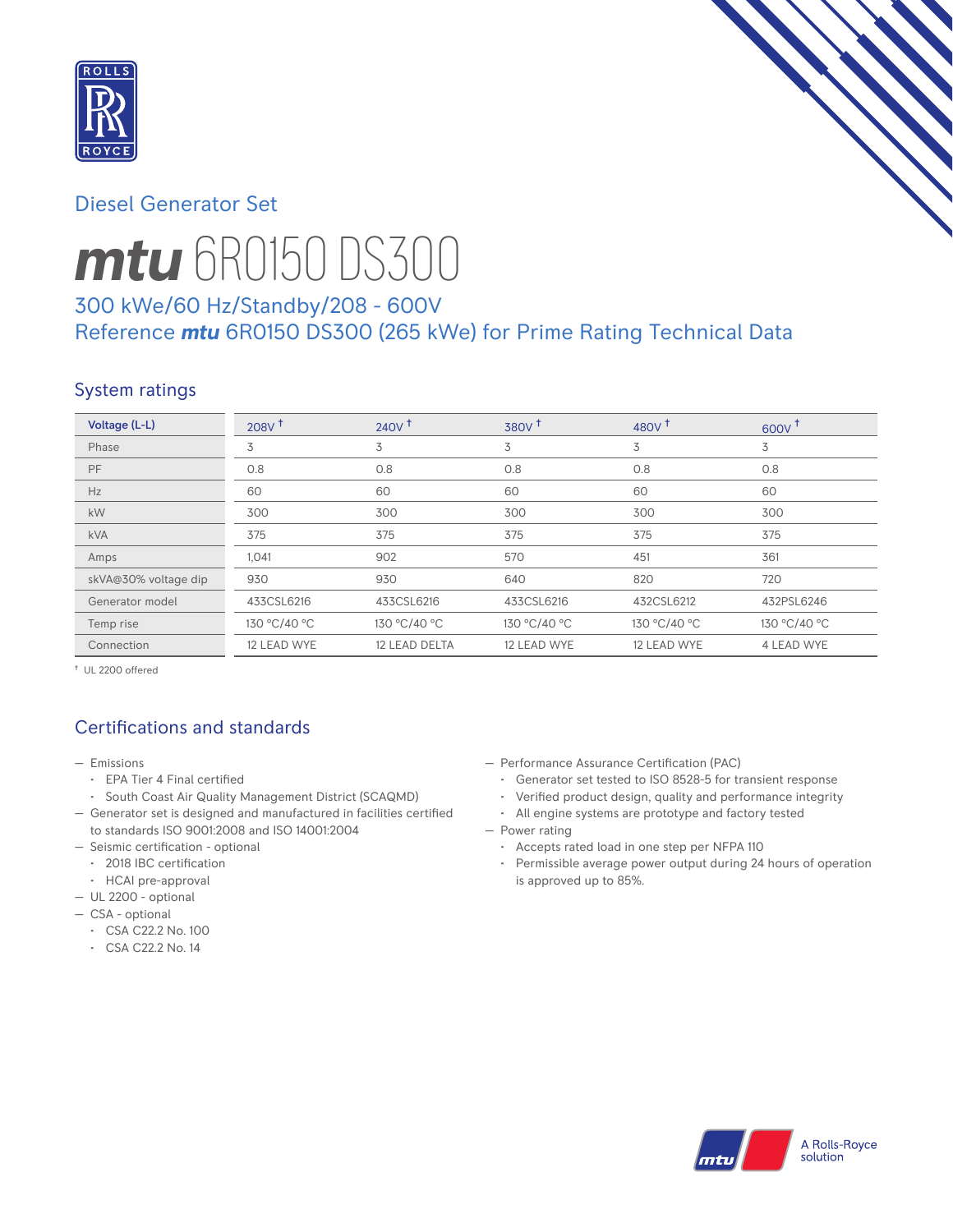Diesel Generator Set

# mtu 6R0150 DS300

## 300 kWe/60 Hz/Standby/208 - 600V
## Reference *mtu* 6R0150 DS300 (265 kWe) for Prime Rating Technical Data

## System ratings

| Voltage (L-L) | 208V † | 240V † | 380V † | 480V † | 600V † |
|---|---|---|---|---|---|
| Phase | 3 | 3 | 3 | 3 | 3 |
| PF | 0.8 | 0.8 | 0.8 | 0.8 | 0.8 |
| Hz | 60 | 60 | 60 | 60 | 60 |
| kW | 300 | 300 | 300 | 300 | 300 |
| kVA | 375 | 375 | 375 | 375 | 375 |
| Amps | 1,041 | 902 | 570 | 451 | 361 |
| skVA@30% voltage dip | 930 | 930 | 640 | 820 | 720 |
| Generator model | 433CSL6216 | 433CSL6216 | 433CSL6216 | 432CSL6212 | 432PSL6246 |
| Temp rise | 130 °C/40 °C | 130 °C/40 °C | 130 °C/40 °C | 130 °C/40 °C | 130 °C/40 °C |
| Connection | 12 LEAD WYE | 12 LEAD DELTA | 12 LEAD WYE | 12 LEAD WYE | 4 LEAD WYE |

† UL 2200 offered

## Certifications and standards

- Emissions
  - EPA Tier 4 Final certified
  - South Coast Air Quality Management District (SCAQMD)
- Generator set is designed and manufactured in facilities certified to standards ISO 9001:2008 and ISO 14001:2004
- Seismic certification - optional
  - 2018 IBC certification
  - HCAI pre-approval
- UL 2200 - optional
- CSA - optional
  - CSA C22.2 No. 100
  - CSA C22.2 No. 14
- Performance Assurance Certification (PAC)
  - Generator set tested to ISO 8528-5 for transient response
  - Verified product design, quality and performance integrity
  - All engine systems are prototype and factory tested
- Power rating
  - Accepts rated load in one step per NFPA 110
  - Permissible average power output during 24 hours of operation is approved up to 85%.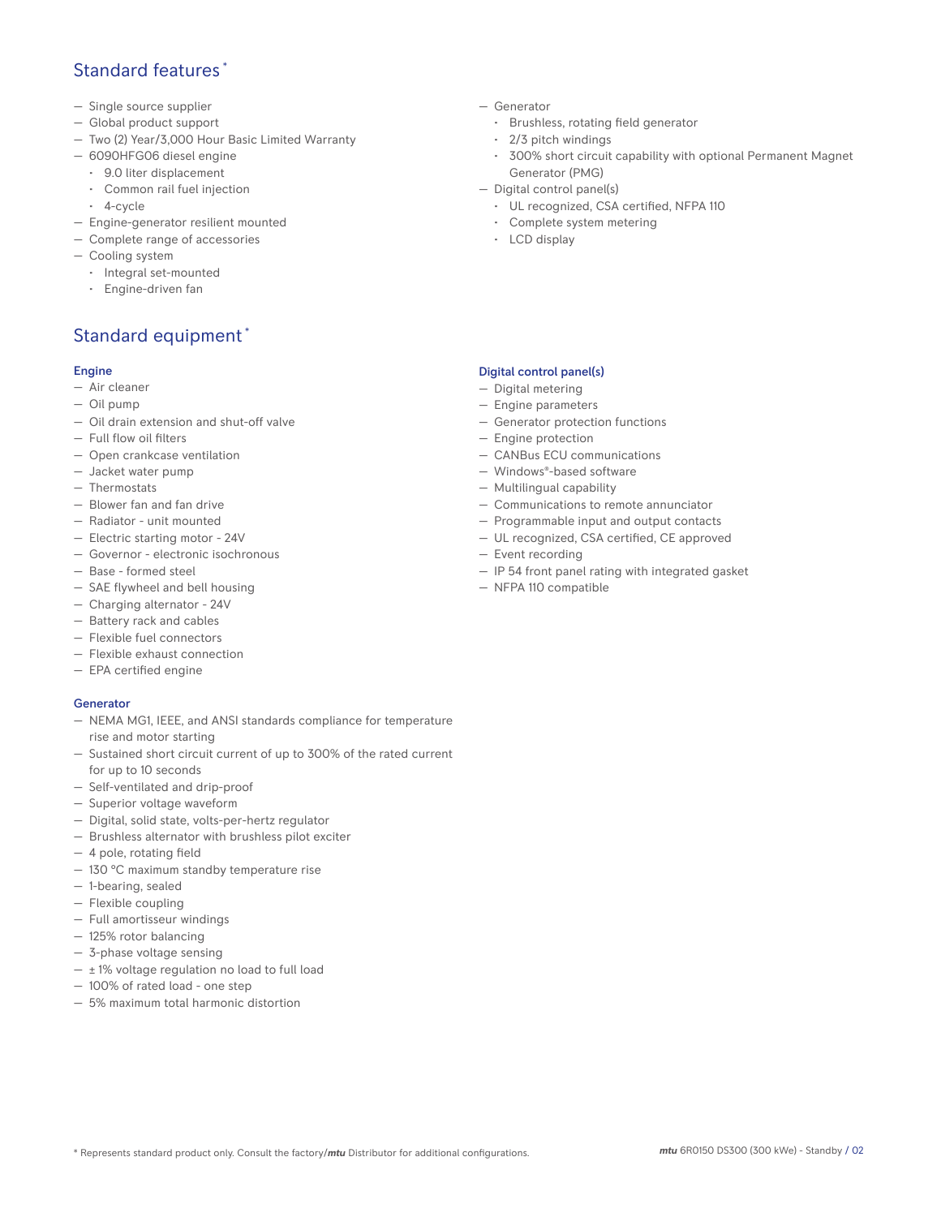## Standard features *

- Single source supplier
- Global product support
- Two (2) Year/3,000 Hour Basic Limited Warranty
- 6090HFG06 diesel engine
  - 9.0 liter displacement
  - Common rail fuel injection
  - 4-cycle
- Engine-generator resilient mounted
- Complete range of accessories
- Cooling system
  - Integral set-mounted
  - Engine-driven fan
- Generator
  - Brushless, rotating field generator
  - 2/3 pitch windings
  - 300% short circuit capability with optional Permanent Magnet Generator (PMG)
- Digital control panel(s)
  - UL recognized, CSA certified, NFPA 110
  - Complete system metering
  - LCD display

## Standard equipment *

### Engine

- Air cleaner
- Oil pump
- Oil drain extension and shut-off valve
- Full flow oil filters
- Open crankcase ventilation
- Jacket water pump
- Thermostats
- Blower fan and fan drive
- Radiator - unit mounted
- Electric starting motor - 24V
- Governor - electronic isochronous
- Base - formed steel
- SAE flywheel and bell housing
- Charging alternator - 24V
- Battery rack and cables
- Flexible fuel connectors
- Flexible exhaust connection
- EPA certified engine

### Generator

- NEMA MG1, IEEE, and ANSI standards compliance for temperature rise and motor starting
- Sustained short circuit current of up to 300% of the rated current for up to 10 seconds
- Self-ventilated and drip-proof
- Superior voltage waveform
- Digital, solid state, volts-per-hertz regulator
- Brushless alternator with brushless pilot exciter
- 4 pole, rotating field
- 130 °C maximum standby temperature rise
- 1-bearing, sealed
- Flexible coupling
- Full amortisseur windings
- 125% rotor balancing
- 3-phase voltage sensing
- ± 1% voltage regulation no load to full load
- 100% of rated load - one step
- 5% maximum total harmonic distortion

### Digital control panel(s)

- Digital metering
- Engine parameters
- Generator protection functions
- Engine protection
- CANBus ECU communications
- Windows®-based software
- Multilingual capability
- Communications to remote annunciator
- Programmable input and output contacts
- UL recognized, CSA certified, CE approved
- Event recording
- IP 54 front panel rating with integrated gasket
- NFPA 110 compatible

* Represents standard product only. Consult the factory/*mtu* Distributor for additional configurations.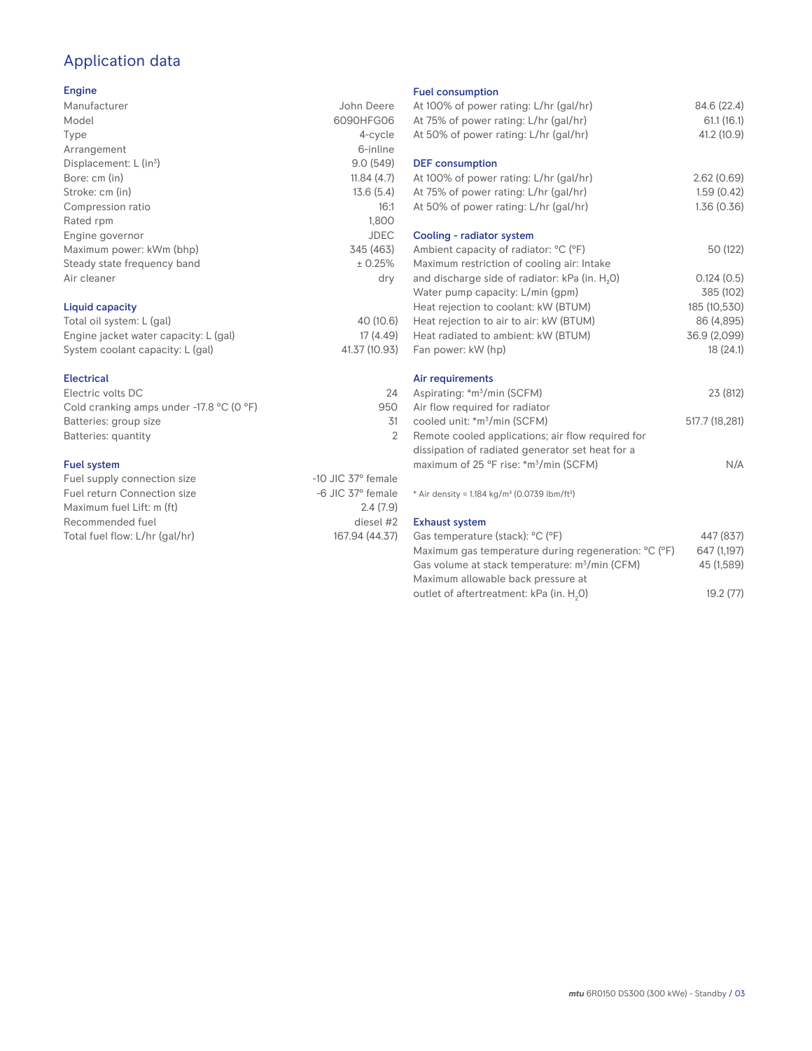# Application data

## Engine

| | |
|---|---|
| Manufacturer | John Deere |
| Model | 6090HFG06 |
| Type | 4-cycle |
| Arrangement | 6-inline |
| Displacement: L (in$^3$) | 9.0 (549) |
| Bore: cm (in) | 11.84 (4.7) |
| Stroke: cm (in) | 13.6 (5.4) |
| Compression ratio | 16:1 |
| Rated rpm | 1,800 |
| Engine governor | JDEC |
| Maximum power: kWm (bhp) | 345 (463) |
| Steady state frequency band | ± 0.25% |
| Air cleaner | dry |

## Liquid capacity

| | |
|---|---|
| Total oil system: L (gal) | 40 (10.6) |
| Engine jacket water capacity: L (gal) | 17 (4.49) |
| System coolant capacity: L (gal) | 41.37 (10.93) |

## Electrical

| | |
|---|---|
| Electric volts DC | 24 |
| Cold cranking amps under -17.8 °C (0 °F) | 950 |
| Batteries: group size | 31 |
| Batteries: quantity | 2 |

## Fuel system

| | |
|---|---|
| Fuel supply connection size | -10 JIC 37° female |
| Fuel return Connection size | -6 JIC 37° female |
| Maximum fuel Lift: m (ft) | 2.4 (7.9) |
| Recommended fuel | diesel #2 |
| Total fuel flow: L/hr (gal/hr) | 167.94 (44.37) |

## Fuel consumption

| | |
|---|---|
| At 100% of power rating: L/hr (gal/hr) | 84.6 (22.4) |
| At 75% of power rating: L/hr (gal/hr) | 61.1 (16.1) |
| At 50% of power rating: L/hr (gal/hr) | 41.2 (10.9) |

## DEF consumption

| | |
|---|---|
| At 100% of power rating: L/hr (gal/hr) | 2.62 (0.69) |
| At 75% of power rating: L/hr (gal/hr) | 1.59 (0.42) |
| At 50% of power rating: L/hr (gal/hr) | 1.36 (0.36) |

## Cooling - radiator system

| | |
|---|---|
| Ambient capacity of radiator: °C (°F) | 50 (122) |
| Maximum restriction of cooling air: Intake and discharge side of radiator: kPa (in. $H_2O$) | 0.124 (0.5) |
| Water pump capacity: L/min (gpm) | 385 (102) |
| Heat rejection to coolant: kW (BTUM) | 185 (10,530) |
| Heat rejection to air to air: kW (BTUM) | 86 (4,895) |
| Heat radiated to ambient: kW (BTUM) | 36.9 (2,099) |
| Fan power: kW (hp) | 18 (24.1) |

## Air requirements

| | |
|---|---|
| Aspirating: *m$^3$/min (SCFM) | 23 (812) |
| Air flow required for radiator cooled unit: *m$^3$/min (SCFM) | 517.7 (18,281) |
| Remote cooled applications; air flow required for dissipation of radiated generator set heat for a maximum of 25 °F rise: *m$^3$/min (SCFM) | N/A |

* Air density = 1.184 kg/m$^3$ (0.0739 lbm/ft$^3$)

## Exhaust system

| | |
|---|---|
| Gas temperature (stack): °C (°F) | 447 (837) |
| Maximum gas temperature during regeneration: °C (°F) | 647 (1,197) |
| Gas volume at stack temperature: m$^3$/min (CFM) | 45 (1,589) |
| Maximum allowable back pressure at outlet of aftertreatment: kPa (in. $H_2O$) | 19.2 (77) |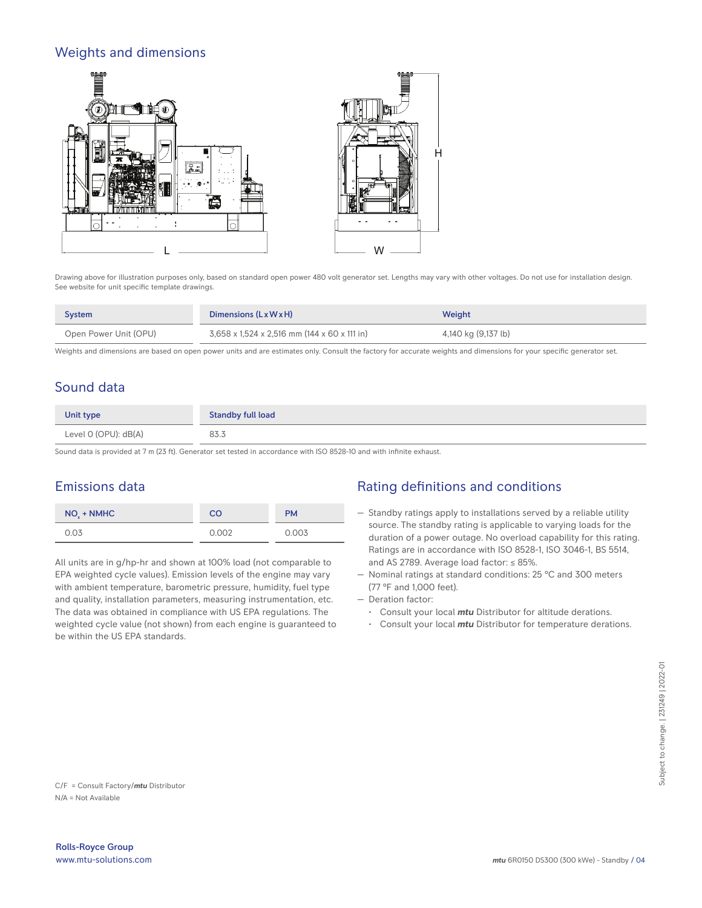## Weights and dimensions

L

W

H

Drawing above for illustration purposes only, based on standard open power 480 volt generator set. Lengths may vary with other voltages. Do not use for installation design. See website for unit specific template drawings.

| System | Dimensions (L x W x H) | Weight |
|---|---|---|
| Open Power Unit (OPU) | 3,658 x 1,524 x 2,516 mm (144 x 60 x 111 in) | 4,140 kg (9,137 lb) |

Weights and dimensions are based on open power units and are estimates only. Consult the factory for accurate weights and dimensions for your specific generator set.

## Sound data

| Unit type | Standby full load |
|---|---|
| Level 0 (OPU): dB(A) | 83.3 |

Sound data is provided at 7 m (23 ft). Generator set tested in accordance with ISO 8528-10 and with infinite exhaust.

## Emissions data

| $NO_x$ + NMHC | CO | PM |
|---|---|---|
| 0.03 | 0.002 | 0.003 |

All units are in g/hp-hr and shown at 100% load (not comparable to EPA weighted cycle values). Emission levels of the engine may vary with ambient temperature, barometric pressure, humidity, fuel type and quality, installation parameters, measuring instrumentation, etc. The data was obtained in compliance with US EPA regulations. The weighted cycle value (not shown) from each engine is guaranteed to be within the US EPA standards.

## Rating definitions and conditions

- Standby ratings apply to installations served by a reliable utility source. The standby rating is applicable to varying loads for the duration of a power outage. No overload capability for this rating. Ratings are in accordance with ISO 8528-1, ISO 3046-1, BS 5514, and AS 2789. Average load factor: ≤ 85%.
- Nominal ratings at standard conditions: 25 °C and 300 meters (77 °F and 1,000 feet).
- Deration factor:
  - Consult your local ***mtu*** Distributor for altitude derations.
  - Consult your local ***mtu*** Distributor for temperature derations.

C/F = Consult Factory/***mtu*** Distributor
N/A = Not Available

Subject to change. | 231249 | 2022-01

Rolls-Royce Group
www.mtu-solutions.com

***mtu*** 6R0150 DS300 (300 kWe) - Standby